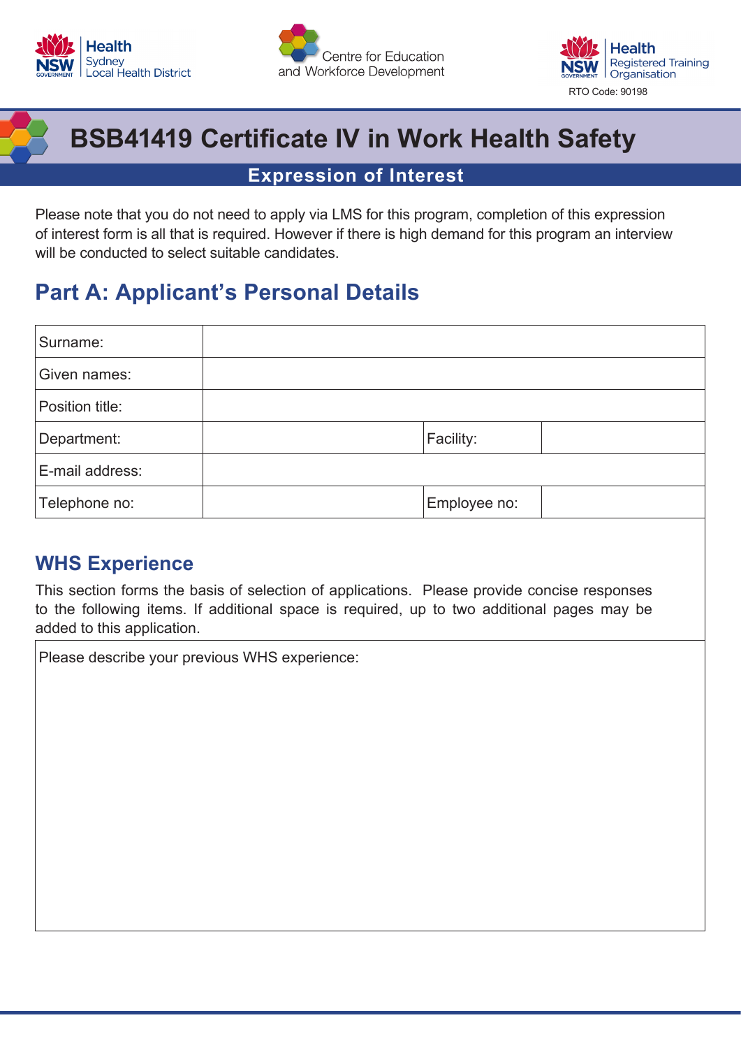Health Sydney Local Health District

Centre for Education and Workforce Development

Health Registered Training Organisation

RTO Code: 90198

# BSB41419 Certificate IV in Work Health Safety

## Expression of Interest

Please note that you do not need to apply via LMS for this program, completion of this expression of interest form is all that is required. However if there is high demand for this program an interview will be conducted to select suitable candidates.

## Part A: Applicant's Personal Details

| Surname: | | | |
|---|---|---|---|
| Given names: | | | |
| Position title: | | | |
| Department: | | Facility: | |
| E-mail address: | | | |
| Telephone no: | | Employee no: | |

### WHS Experience

This section forms the basis of selection of applications. Please provide concise responses to the following items. If additional space is required, up to two additional pages may be added to this application.

| Please describe your previous WHS experience: |
|---|
| |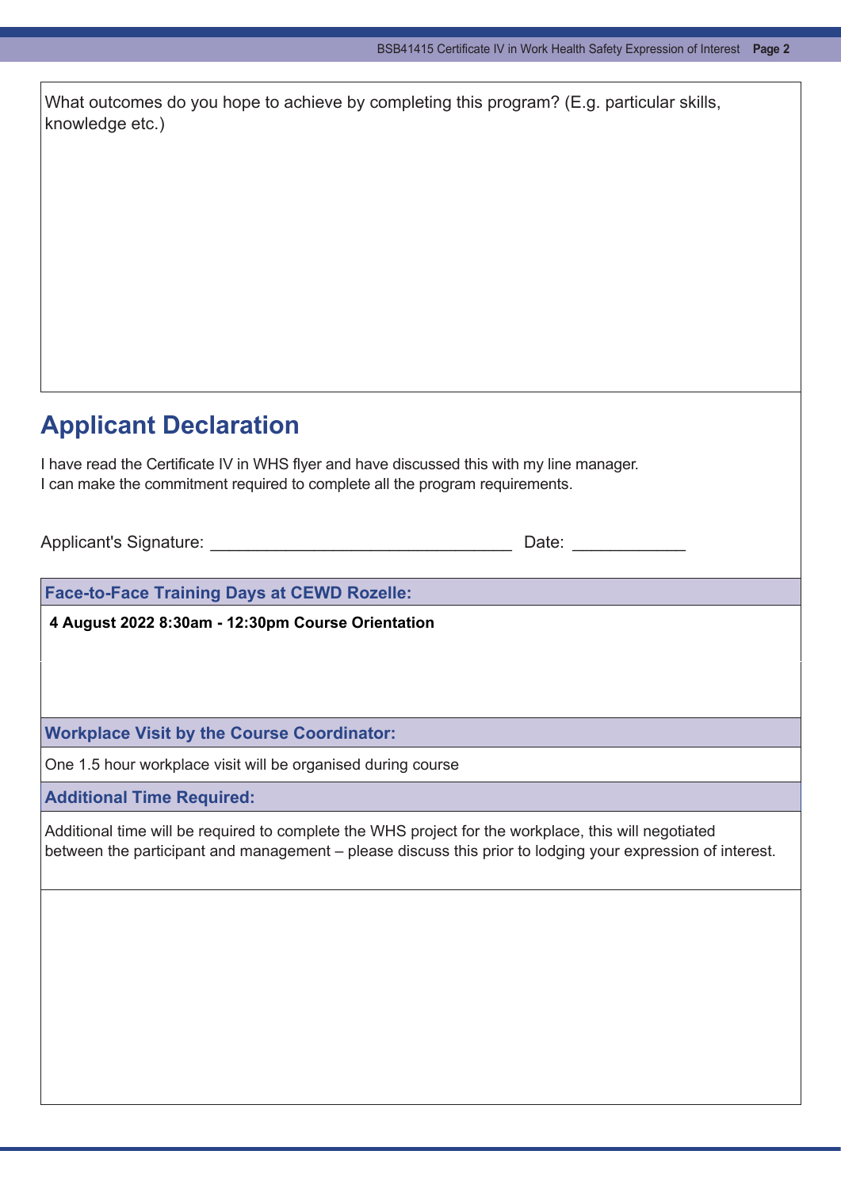What outcomes do you hope to achieve by completing this program? (E.g. particular skills, knowledge etc.)

## Applicant Declaration

I have read the Certificate IV in WHS flyer and have discussed this with my line manager.
I can make the commitment required to complete all the program requirements.

Applicant's Signature: ________________________________ Date: ____________

### Face-to-Face Training Days at CEWD Rozelle:

**4 August 2022 8:30am - 12:30pm Course Orientation**

### Workplace Visit by the Course Coordinator:

One 1.5 hour workplace visit will be organised during course

### Additional Time Required:

Additional time will be required to complete the WHS project for the workplace, this will negotiated between the participant and management – please discuss this prior to lodging your expression of interest.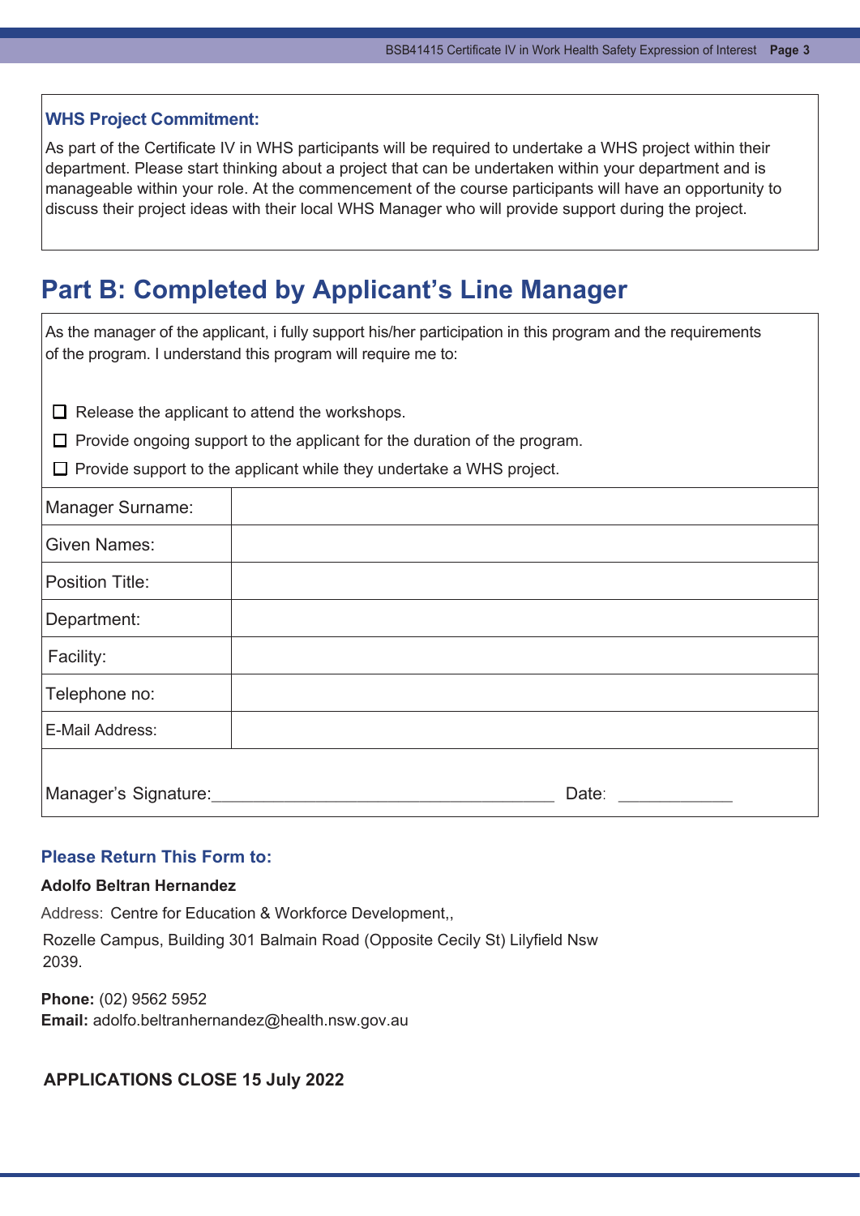### WHS Project Commitment:

As part of the Certificate IV in WHS participants will be required to undertake a WHS project within their department. Please start thinking about a project that can be undertaken within your department and is manageable within your role. At the commencement of the course participants will have an opportunity to discuss their project ideas with their local WHS Manager who will provide support during the project.

## Part B: Completed by Applicant's Line Manager

As the manager of the applicant, i fully support his/her participation in this program and the requirements of the program. I understand this program will require me to:

- ☐ Release the applicant to attend the workshops.
- ☐ Provide ongoing support to the applicant for the duration of the program.
- ☐ Provide support to the applicant while they undertake a WHS project.

| | |
|---|---|
| Manager Surname: | |
| Given Names: | |
| Position Title: | |
| Department: | |
| Facility: | |
| Telephone no: | |
| E-Mail Address: | |

Manager's Signature:_____________________________________ Date: ____________

### Please Return This Form to:

**Adolfo Beltran Hernandez**

Address: Centre for Education & Workforce Development,,
Rozelle Campus, Building 301 Balmain Road (Opposite Cecily St) Lilyfield Nsw 2039.

**Phone:** (02) 9562 5952
**Email:** adolfo.beltranhernandez@health.nsw.gov.au

**APPLICATIONS CLOSE 15 July 2022**